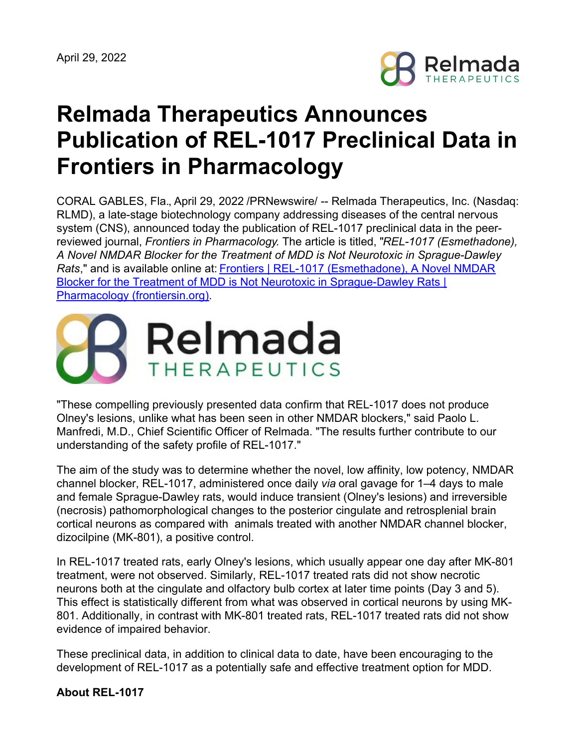April 29, 2022

# Relmada Therapeutics Announces Publication of REL-1017 Preclinical Data in Frontiers in Pharmacology

CORAL GABLES, Fla., April 29, 2022 /PRNewswire/ -- Relmada Therapeutics, Inc. (Nasdaq: RLMD), a late-stage biotechnology company addressing diseases of the central nervous system (CNS), announced today the publication of REL-1017 preclinical data in the peer-reviewed journal, *Frontiers in Pharmacology*. The article is titled, "*REL-1017 (Esmethadone), A Novel NMDAR Blocker for the Treatment of MDD is Not Neurotoxic in Sprague-Dawley Rats*," and is available online at: [Frontiers | REL-1017 (Esmethadone), A Novel NMDAR Blocker for the Treatment of MDD is Not Neurotoxic in Sprague-Dawley Rats | Pharmacology (frontiersin.org)](https://www.frontiersin.org).

"These compelling previously presented data confirm that REL-1017 does not produce Olney's lesions, unlike what has been seen in other NMDAR blockers," said Paolo L. Manfredi, M.D., Chief Scientific Officer of Relmada. "The results further contribute to our understanding of the safety profile of REL-1017."

The aim of the study was to determine whether the novel, low affinity, low potency, NMDAR channel blocker, REL-1017, administered once daily *via* oral gavage for 1–4 days to male and female Sprague-Dawley rats, would induce transient (Olney's lesions) and irreversible (necrosis) pathomorphological changes to the posterior cingulate and retrosplenial brain cortical neurons as compared with animals treated with another NMDAR channel blocker, dizocilpine (MK-801), a positive control.

In REL-1017 treated rats, early Olney's lesions, which usually appear one day after MK-801 treatment, were not observed. Similarly, REL-1017 treated rats did not show necrotic neurons both at the cingulate and olfactory bulb cortex at later time points (Day 3 and 5). This effect is statistically different from what was observed in cortical neurons by using MK-801. Additionally, in contrast with MK-801 treated rats, REL-1017 treated rats did not show evidence of impaired behavior.

These preclinical data, in addition to clinical data to date, have been encouraging to the development of REL-1017 as a potentially safe and effective treatment option for MDD.

**About REL-1017**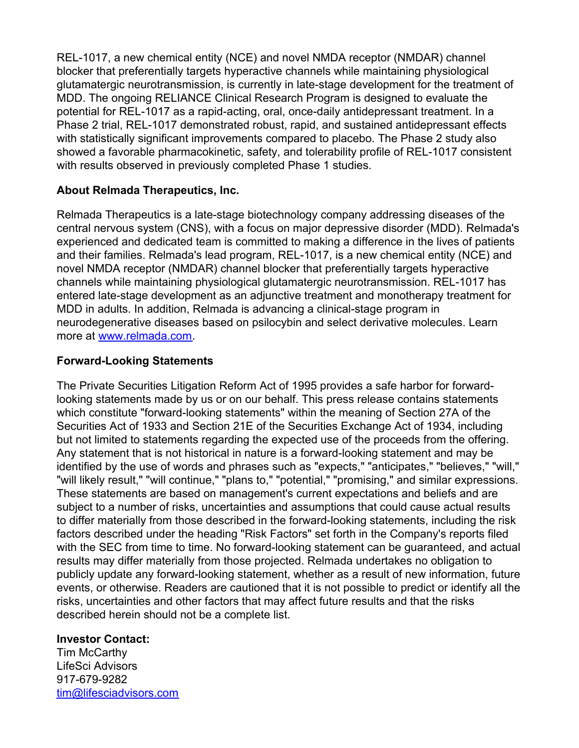REL-1017, a new chemical entity (NCE) and novel NMDA receptor (NMDAR) channel blocker that preferentially targets hyperactive channels while maintaining physiological glutamatergic neurotransmission, is currently in late-stage development for the treatment of MDD. The ongoing RELIANCE Clinical Research Program is designed to evaluate the potential for REL-1017 as a rapid-acting, oral, once-daily antidepressant treatment. In a Phase 2 trial, REL-1017 demonstrated robust, rapid, and sustained antidepressant effects with statistically significant improvements compared to placebo. The Phase 2 study also showed a favorable pharmacokinetic, safety, and tolerability profile of REL-1017 consistent with results observed in previously completed Phase 1 studies.

**About Relmada Therapeutics, Inc.**

Relmada Therapeutics is a late-stage biotechnology company addressing diseases of the central nervous system (CNS), with a focus on major depressive disorder (MDD). Relmada's experienced and dedicated team is committed to making a difference in the lives of patients and their families. Relmada's lead program, REL-1017, is a new chemical entity (NCE) and novel NMDA receptor (NMDAR) channel blocker that preferentially targets hyperactive channels while maintaining physiological glutamatergic neurotransmission. REL-1017 has entered late-stage development as an adjunctive treatment and monotherapy treatment for MDD in adults. In addition, Relmada is advancing a clinical-stage program in neurodegenerative diseases based on psilocybin and select derivative molecules. Learn more at [www.relmada.com](http://www.relmada.com).

**Forward-Looking Statements**

The Private Securities Litigation Reform Act of 1995 provides a safe harbor for forward-looking statements made by us or on our behalf. This press release contains statements which constitute "forward-looking statements" within the meaning of Section 27A of the Securities Act of 1933 and Section 21E of the Securities Exchange Act of 1934, including but not limited to statements regarding the expected use of the proceeds from the offering. Any statement that is not historical in nature is a forward-looking statement and may be identified by the use of words and phrases such as "expects," "anticipates," "believes," "will," "will likely result," "will continue," "plans to," "potential," "promising," and similar expressions. These statements are based on management's current expectations and beliefs and are subject to a number of risks, uncertainties and assumptions that could cause actual results to differ materially from those described in the forward-looking statements, including the risk factors described under the heading "Risk Factors" set forth in the Company's reports filed with the SEC from time to time. No forward-looking statement can be guaranteed, and actual results may differ materially from those projected. Relmada undertakes no obligation to publicly update any forward-looking statement, whether as a result of new information, future events, or otherwise. Readers are cautioned that it is not possible to predict or identify all the risks, uncertainties and other factors that may affect future results and that the risks described herein should not be a complete list.

**Investor Contact:**
Tim McCarthy
LifeSci Advisors
917-679-9282
[tim@lifesciadvisors.com](mailto:tim@lifesciadvisors.com)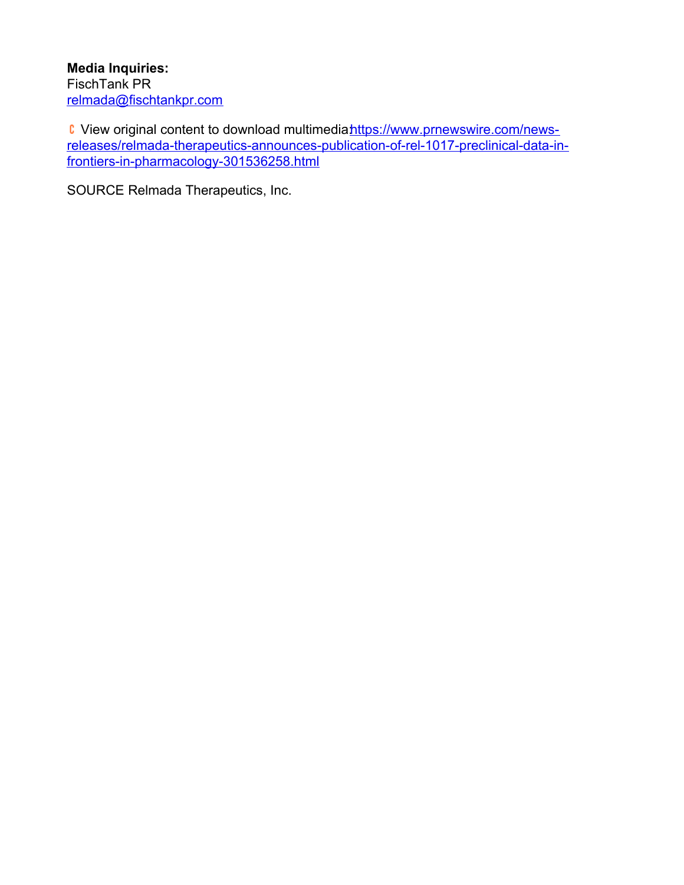**Media Inquiries:**
FischTank PR
relmada@fischtankpr.com

View original content to download multimedia: https://www.prnewswire.com/news-releases/relmada-therapeutics-announces-publication-of-rel-1017-preclinical-data-in-frontiers-in-pharmacology-301536258.html

SOURCE Relmada Therapeutics, Inc.